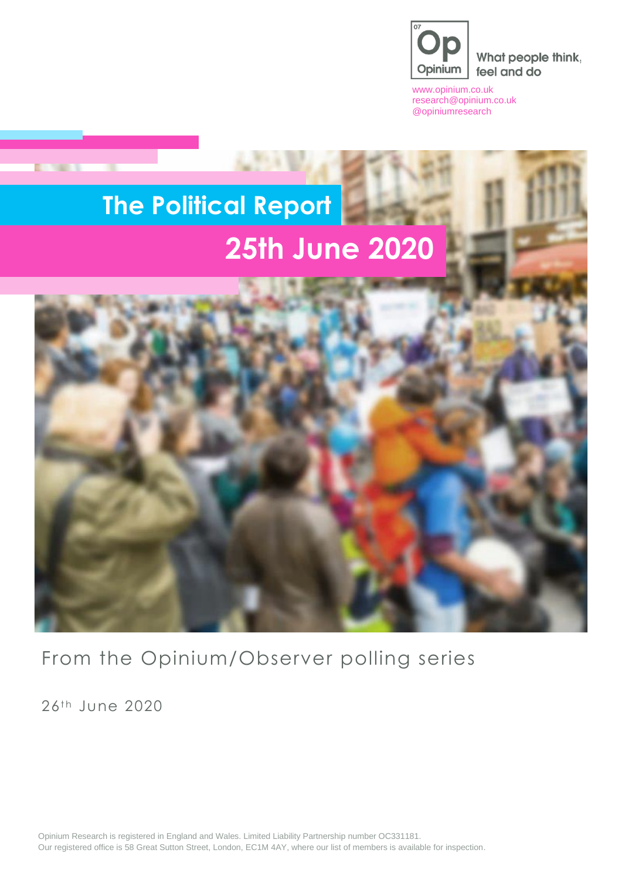Opium

What people think, feel and do

www.opinium.co.uk
research@opinium.co.uk
@opiniumresearch

# The Political Report

## 25th June 2020

From the Opinium/Observer polling series

26th June 2020

Opinium Research is registered in England and Wales. Limited Liability Partnership number OC331181.
Our registered office is 58 Great Sutton Street, London, EC1M 4AY, where our list of members is available for inspection.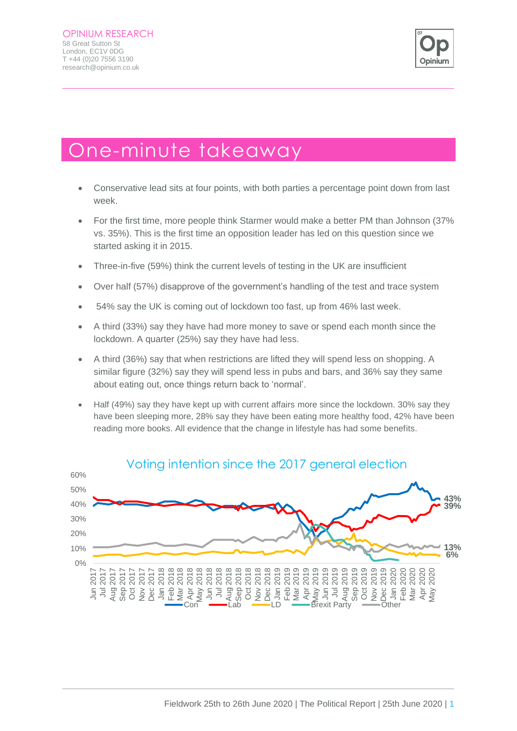# One-minute takeaway

- Conservative lead sits at four points, with both parties a percentage point down from last week.
- For the first time, more people think Starmer would make a better PM than Johnson (37% vs. 35%). This is the first time an opposition leader has led on this question since we started asking it in 2015.
- Three-in-five (59%) think the current levels of testing in the UK are insufficient
- Over half (57%) disapprove of the government's handling of the test and trace system
- 54% say the UK is coming out of lockdown too fast, up from 46% last week.
- A third (33%) say they have had more money to save or spend each month since the lockdown. A quarter (25%) say they have had less.
- A third (36%) say that when restrictions are lifted they will spend less on shopping. A similar figure (32%) say they will spend less in pubs and bars, and 36% say they same about eating out, once things return back to 'normal'.
- Half (49%) say they have kept up with current affairs more since the lockdown. 30% say they have been sleeping more, 28% say they have been eating more healthy food, 42% have been reading more books. All evidence that the change in lifestyle has had some benefits.

Voting intention since the 2017 general election

Latest: Con 43%, Lab 39%, Other 13%, LD 6%

Legend: Con, Lab, LD, Brexit Party, Other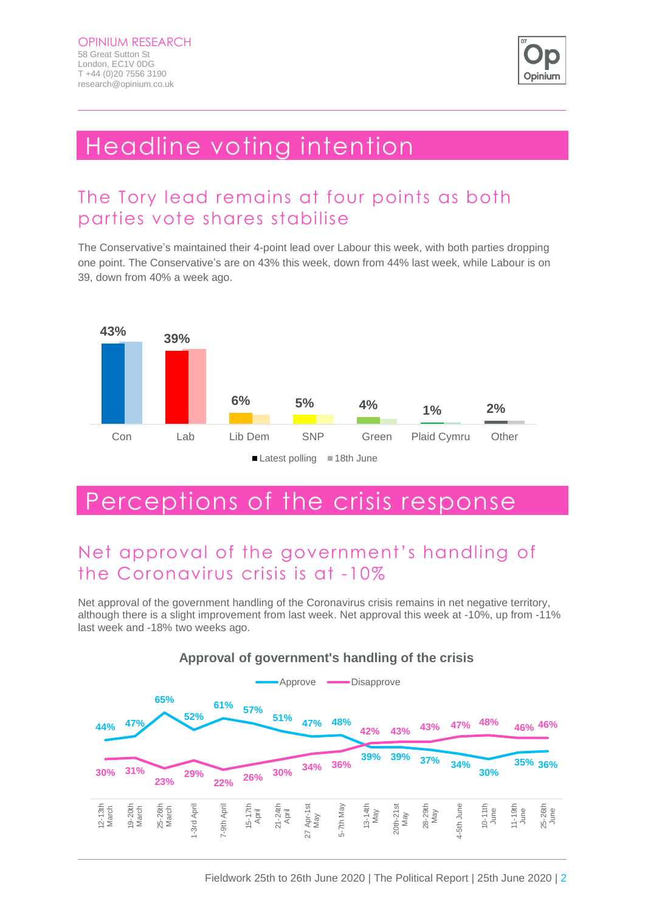# Headline voting intention

## The Tory lead remains at four points as both parties vote shares stabilise

The Conservative's maintained their 4-point lead over Labour this week, with both parties dropping one point. The Conservative's are on 43% this week, down from 44% last week, while Labour is on 39, down from 40% a week ago.

| | Latest polling |
|---|---|
| Con | 43% |
| Lab | 39% |
| Lib Dem | 6% |
| SNP | 5% |
| Green | 4% |
| Plaid Cymru | 1% |
| Other | 2% |

■ Latest polling ■ 18th June

# Perceptions of the crisis response

## Net approval of the government's handling of the Coronavirus crisis is at -10%

Net approval of the government handling of the Coronavirus crisis remains in net negative territory, although there is a slight improvement from last week. Net approval this week at -10%, up from -11% last week and -18% two weeks ago.

**Approval of government's handling of the crisis**

| | Approve | Disapprove |
|---|---|---|
| 12-13th March | 44% | 30% |
| 19-20th March | 47% | 31% |
| 25-26th March | 65% | 23% |
| 1-3rd April | 52% | 29% |
| 7-9th April | 61% | 22% |
| 15-17th April | 57% | 26% |
| 21-24th April | 51% | 30% |
| 27 Apr-1st May | 47% | 34% |
| 5-7th May | 48% | 36% |
| 13-14th May | 39% | 42% |
| 20th-21st May | 39% | 43% |
| 28-29th May | 37% | 43% |
| 4-5th June | 34% | 47% |
| 10-11th June | 30% | 48% |
| 11-19th June | 35% | 46% |
| 25-26th June | 36% | 46% |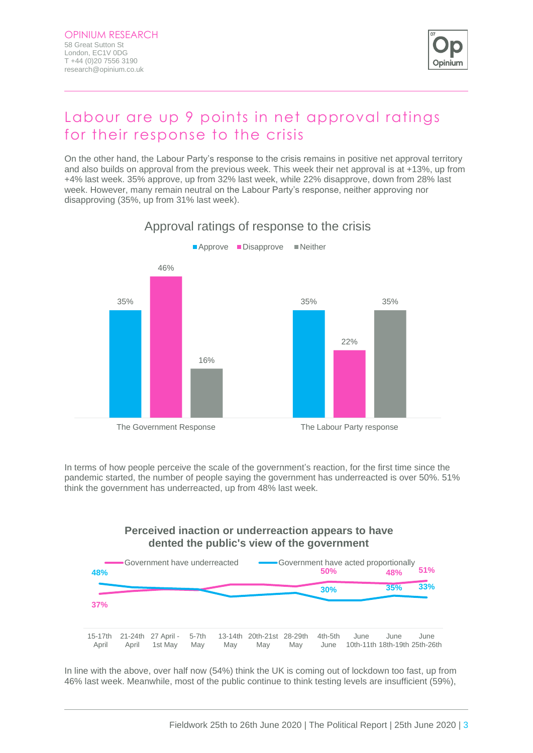# Labour are up 9 points in net approval ratings for their response to the crisis

On the other hand, the Labour Party's response to the crisis remains in positive net approval territory and also builds on approval from the previous week. This week their net approval is at +13%, up from +4% last week. 35% approve, up from 32% last week, while 22% disapprove, down from 28% last week. However, many remain neutral on the Labour Party's response, neither approving nor disapproving (35%, up from 31% last week).

**Approval ratings of response to the crisis**

| | Approve | Disapprove | Neither |
|---|---|---|---|
| The Government Response | 35% | 46% | 16% |
| The Labour Party response | 35% | 22% | 35% |

In terms of how people perceive the scale of the government's reaction, for the first time since the pandemic started, the number of people saying the government has underreacted is over 50%. 51% think the government has underreacted, up from 48% last week.

**Perceived inaction or underreaction appears to have dented the public's view of the government**

| | 15-17th April | 21-24th April | 27 April - 1st May | 5-7th May | 13-14th May | 20th-21st May | 28-29th May | 4th-5th June | June 10th-11th | June 18th-19th | June 25th-26th |
|---|---|---|---|---|---|---|---|---|---|---|---|
| Government have underreacted | 37% | | | | | | | 50% | | 48% | 51% |
| Government have acted proportionally | 48% | | | | | | | 30% | | 35% | 33% |

In line with the above, over half now (54%) think the UK is coming out of lockdown too fast, up from 46% last week. Meanwhile, most of the public continue to think testing levels are insufficient (59%),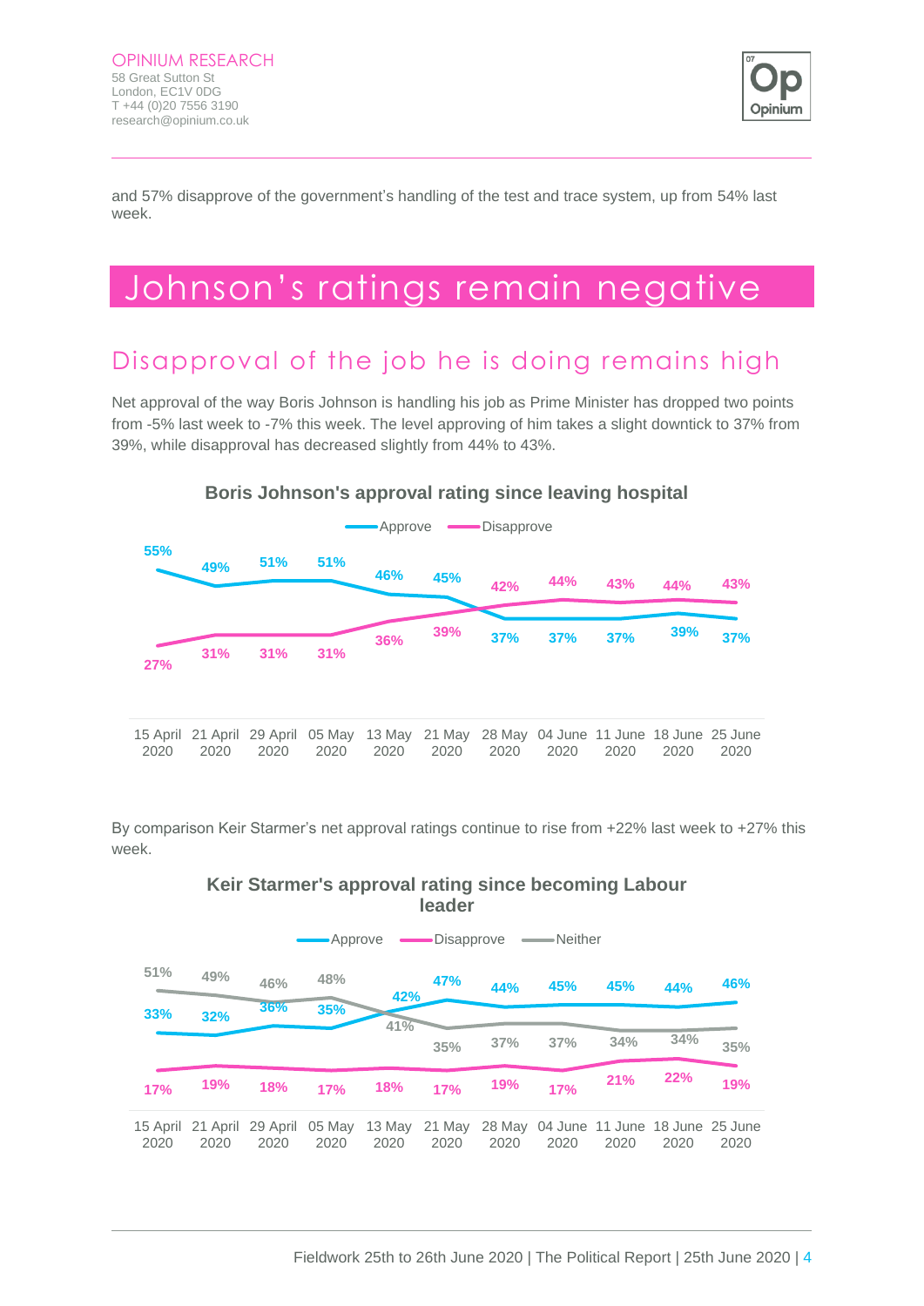and 57% disapprove of the government's handling of the test and trace system, up from 54% last week.

# Johnson's ratings remain negative

## Disapproval of the job he is doing remains high

Net approval of the way Boris Johnson is handling his job as Prime Minister has dropped two points from -5% last week to -7% this week. The level approving of him takes a slight downtick to 37% from 39%, while disapproval has decreased slightly from 44% to 43%.

**Boris Johnson's approval rating since leaving hospital**

| | 15 April 2020 | 21 April 2020 | 29 April 2020 | 05 May 2020 | 13 May 2020 | 21 May 2020 | 28 May 2020 | 04 June 2020 | 11 June 2020 | 18 June 2020 | 25 June 2020 |
|---|---|---|---|---|---|---|---|---|---|---|---|
| Approve | 55% | 49% | 51% | 51% | 46% | 45% | 37% | 37% | 37% | 39% | 37% |
| Disapprove | 27% | 31% | 31% | 31% | 36% | 39% | 42% | 44% | 43% | 44% | 43% |

By comparison Keir Starmer's net approval ratings continue to rise from +22% last week to +27% this week.

**Keir Starmer's approval rating since becoming Labour leader**

| | 15 April 2020 | 21 April 2020 | 29 April 2020 | 05 May 2020 | 13 May 2020 | 21 May 2020 | 28 May 2020 | 04 June 2020 | 11 June 2020 | 18 June 2020 | 25 June 2020 |
|---|---|---|---|---|---|---|---|---|---|---|---|
| Approve | 33% | 32% | 36% | 35% | 42% | 47% | 44% | 45% | 45% | 44% | 46% |
| Disapprove | 17% | 19% | 18% | 17% | 18% | 17% | 19% | 17% | 21% | 22% | 19% |
| Neither | 51% | 49% | 46% | 48% | 41% | 35% | 37% | 37% | 34% | 34% | 35% |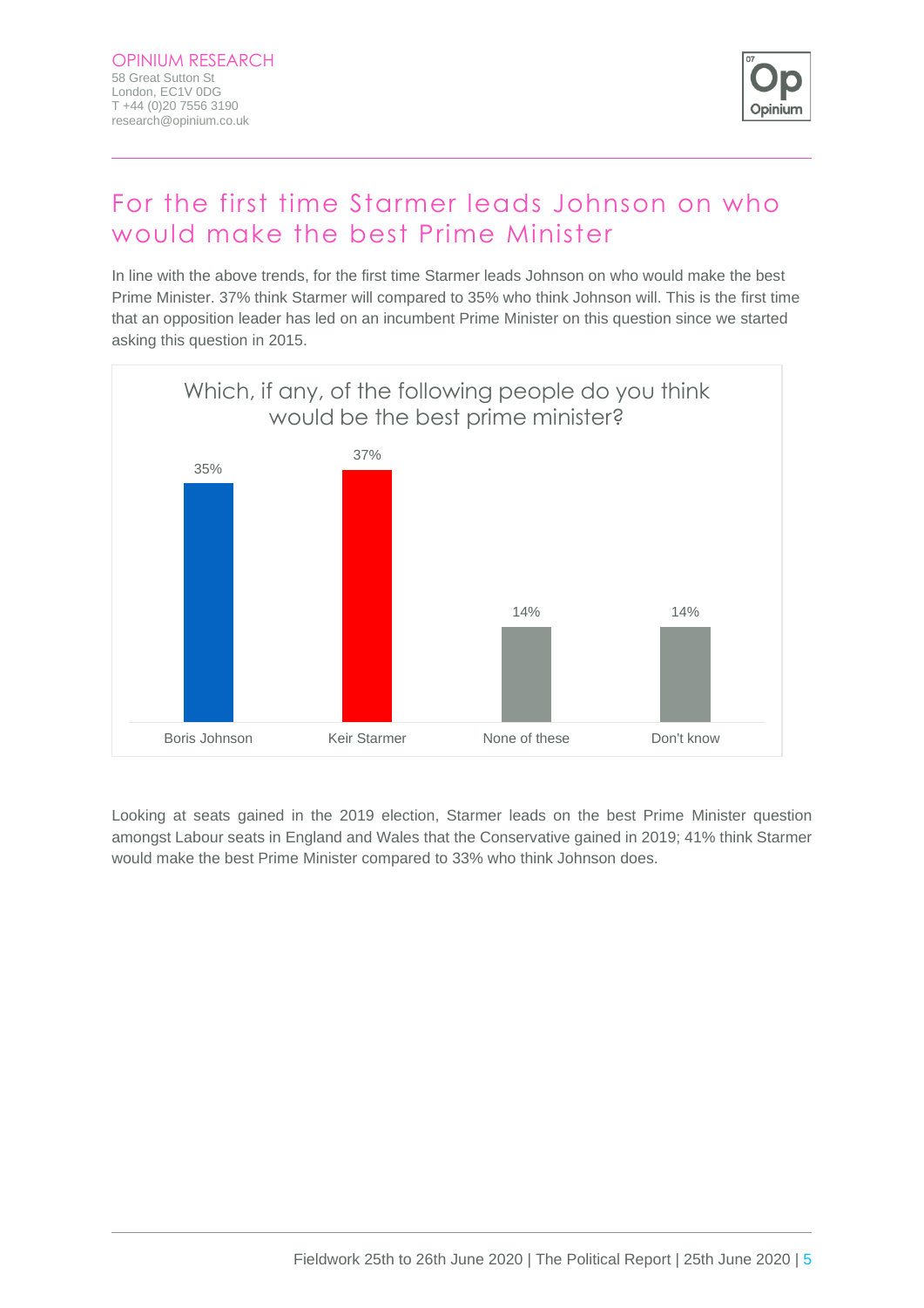## For the first time Starmer leads Johnson on who would make the best Prime Minister

In line with the above trends, for the first time Starmer leads Johnson on who would make the best Prime Minister. 37% think Starmer will compared to 35% who think Johnson will. This is the first time that an opposition leader has led on an incumbent Prime Minister on this question since we started asking this question in 2015.

**Which, if any, of the following people do you think would be the best prime minister?**

| Boris Johnson | Keir Starmer | None of these | Don't know |
|---|---|---|---|
| 35% | 37% | 14% | 14% |

Looking at seats gained in the 2019 election, Starmer leads on the best Prime Minister question amongst Labour seats in England and Wales that the Conservative gained in 2019; 41% think Starmer would make the best Prime Minister compared to 33% who think Johnson does.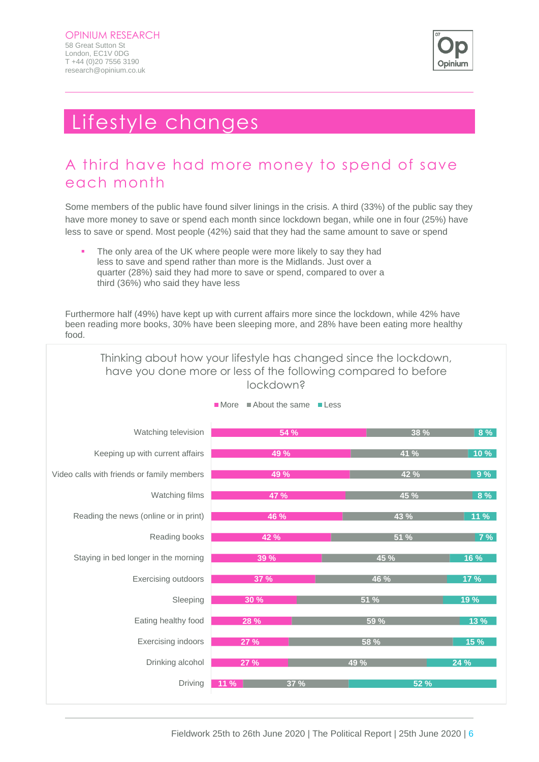# Lifestyle changes

## A third have had more money to spend of save each month

Some members of the public have found silver linings in the crisis. A third (33%) of the public say they have more money to save or spend each month since lockdown began, while one in four (25%) have less to save or spend. Most people (42%) said that they had the same amount to save or spend

- The only area of the UK where people were more likely to say they had less to save and spend rather than more is the Midlands. Just over a quarter (28%) said they had more to save or spend, compared to over a third (36%) who said they have less

Furthermore half (49%) have kept up with current affairs more since the lockdown, while 42% have been reading more books, 30% have been sleeping more, and 28% have been eating more healthy food.

**Thinking about how your lifestyle has changed since the lockdown, have you done more or less of the following compared to before lockdown?**

| | More | About the same | Less |
|---|---|---|---|
| Watching television | 54 % | 38 % | 8 % |
| Keeping up with current affairs | 49 % | 41 % | 10 % |
| Video calls with friends or family members | 49 % | 42 % | 9 % |
| Watching films | 47 % | 45 % | 8 % |
| Reading the news (online or in print) | 46 % | 43 % | 11 % |
| Reading books | 42 % | 51 % | 7 % |
| Staying in bed longer in the morning | 39 % | 45 % | 16 % |
| Exercising outdoors | 37 % | 46 % | 17 % |
| Sleeping | 30 % | 51 % | 19 % |
| Eating healthy food | 28 % | 59 % | 13 % |
| Exercising indoors | 27 % | 58 % | 15 % |
| Drinking alcohol | 27 % | 49 % | 24 % |
| Driving | 11 % | 37 % | 52 % |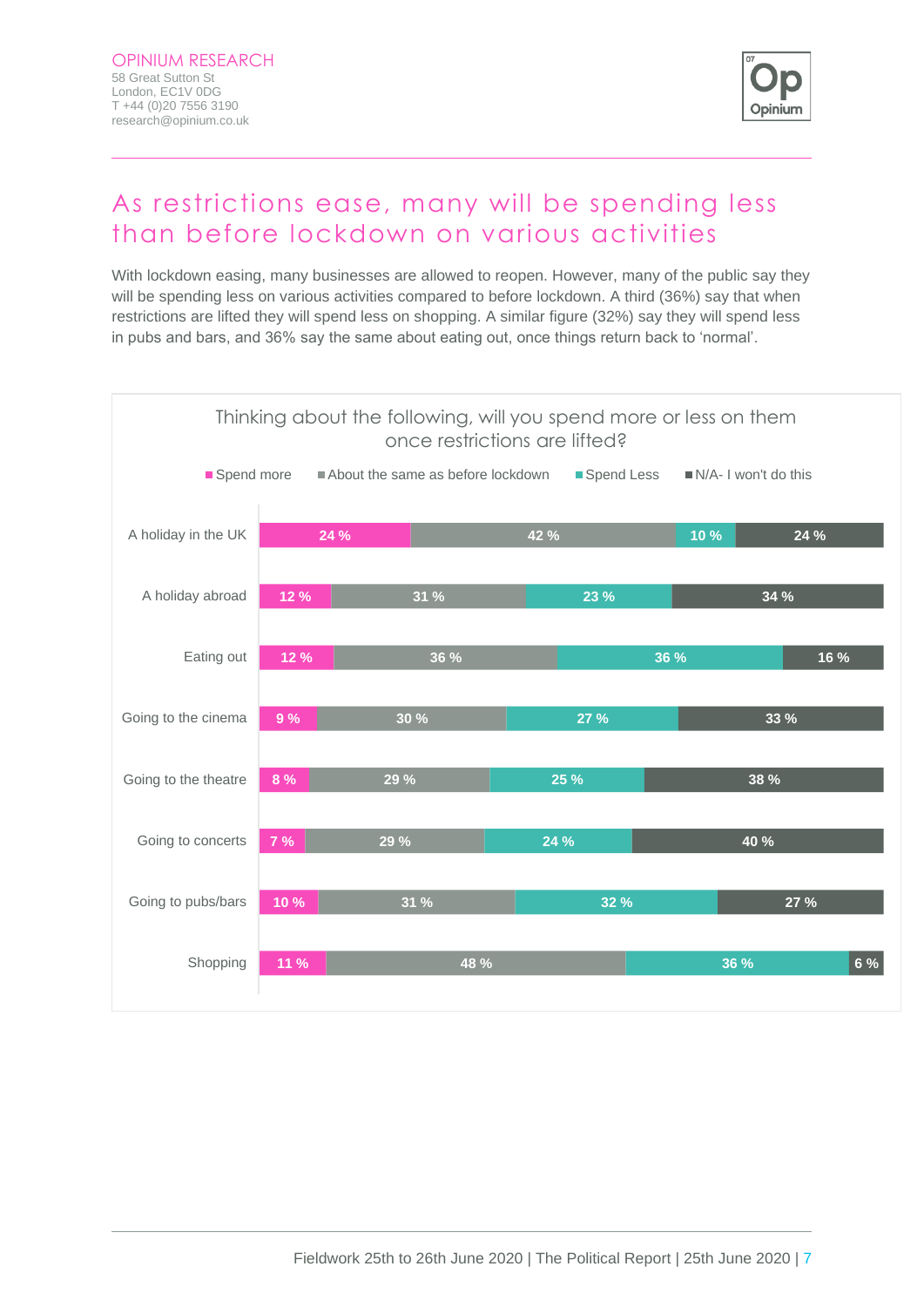# As restrictions ease, many will be spending less than before lockdown on various activities

With lockdown easing, many businesses are allowed to reopen. However, many of the public say they will be spending less on various activities compared to before lockdown. A third (36%) say that when restrictions are lifted they will spend less on shopping. A similar figure (32%) say they will spend less in pubs and bars, and 36% say the same about eating out, once things return back to 'normal'.

Thinking about the following, will you spend more or less on them once restrictions are lifted?

| | Spend more | About the same as before lockdown | Spend Less | N/A- I won't do this |
|---|---|---|---|---|
| A holiday in the UK | 24 % | 42 % | 10 % | 24 % |
| A holiday abroad | 12 % | 31 % | 23 % | 34 % |
| Eating out | 12 % | 36 % | 36 % | 16 % |
| Going to the cinema | 9 % | 30 % | 27 % | 33 % |
| Going to the theatre | 8 % | 29 % | 25 % | 38 % |
| Going to concerts | 7 % | 29 % | 24 % | 40 % |
| Going to pubs/bars | 10 % | 31 % | 32 % | 27 % |
| Shopping | 11 % | 48 % | 36 % | 6 % |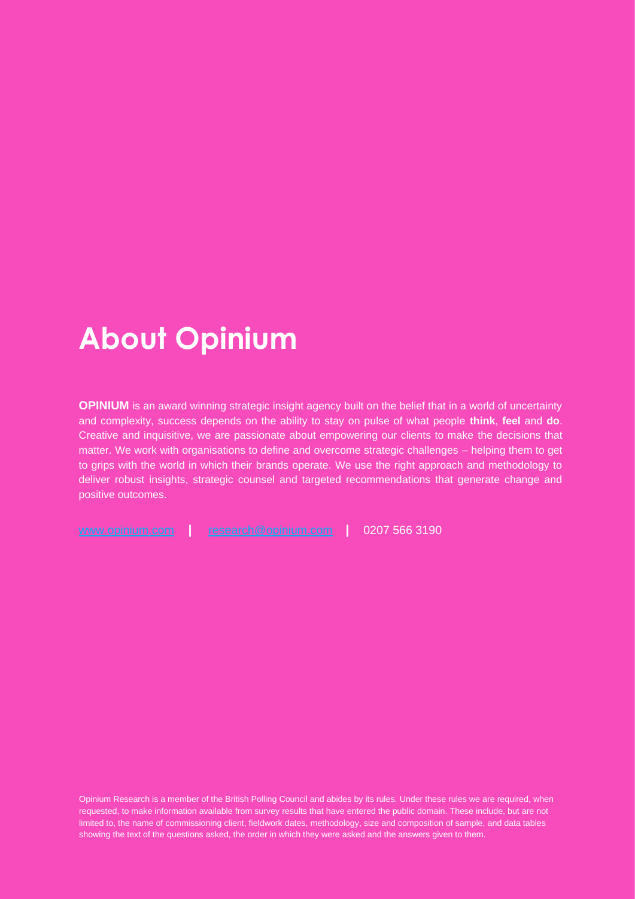# About Opinium

**OPINIUM** is an award winning strategic insight agency built on the belief that in a world of uncertainty and complexity, success depends on the ability to stay on pulse of what people **think**, **feel** and **do**. Creative and inquisitive, we are passionate about empowering our clients to make the decisions that matter. We work with organisations to define and overcome strategic challenges – helping them to get to grips with the world in which their brands operate. We use the right approach and methodology to deliver robust insights, strategic counsel and targeted recommendations that generate change and positive outcomes.

www.opinium.com | research@opinium.com | 0207 566 3190

Opinium Research is a member of the British Polling Council and abides by its rules. Under these rules we are required, when requested, to make information available from survey results that have entered the public domain. These include, but are not limited to, the name of commissioning client, fieldwork dates, methodology, size and composition of sample, and data tables showing the text of the questions asked, the order in which they were asked and the answers given to them.